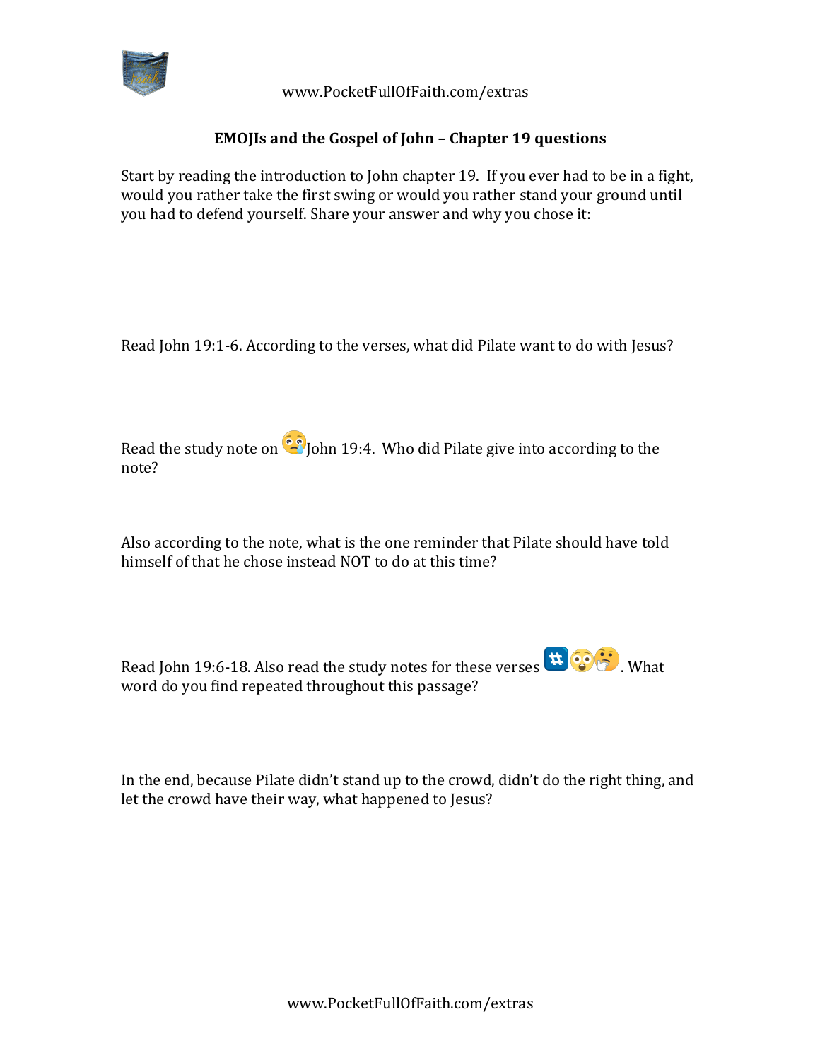## EMOJIs and the Gospel of John – Chapter 19 questions

Start by reading the introduction to John chapter 19. If you ever had to be in a fight, would you rather take the first swing or would you rather stand your ground until you had to defend yourself. Share your answer and why you chose it:

Read John 19:1-6. According to the verses, what did Pilate want to do with Jesus?

Read the study note on 😢John 19:4. Who did Pilate give into according to the note?

Also according to the note, what is the one reminder that Pilate should have told himself of that he chose instead NOT to do at this time?

Read John 19:6-18. Also read the study notes for these verses #️⃣😲🤔. What word do you find repeated throughout this passage?

In the end, because Pilate didn't stand up to the crowd, didn't do the right thing, and let the crowd have their way, what happened to Jesus?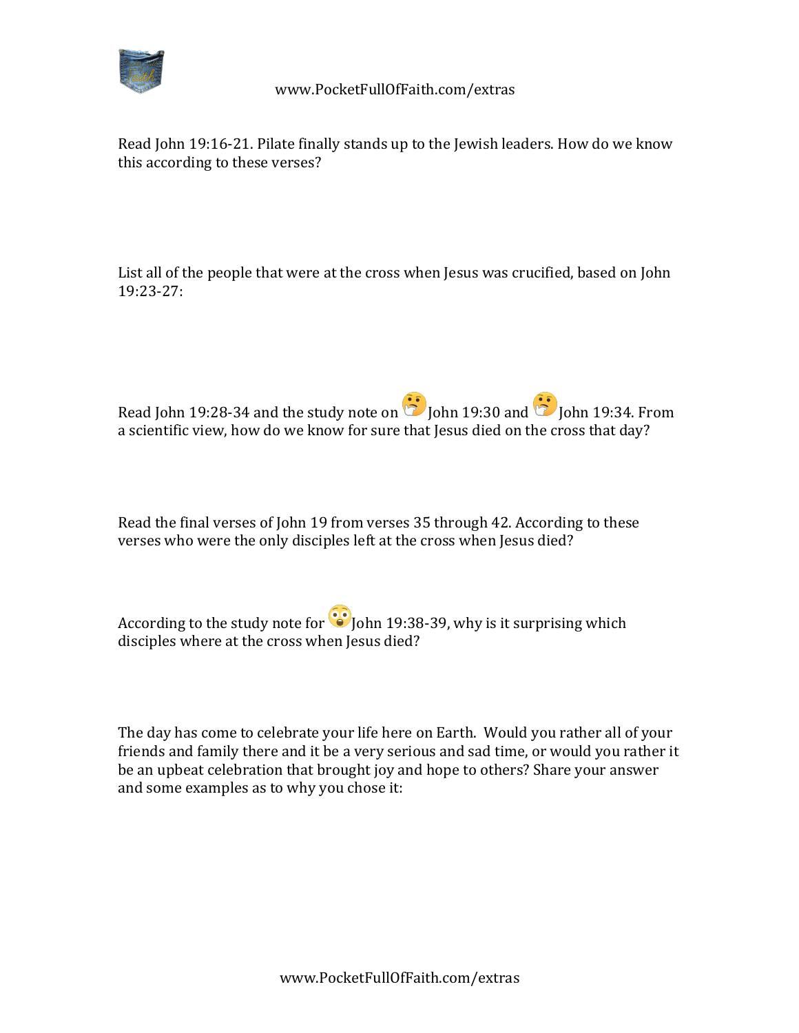Read John 19:16-21. Pilate finally stands up to the Jewish leaders. How do we know this according to these verses?

List all of the people that were at the cross when Jesus was crucified, based on John 19:23-27:

Read John 19:28-34 and the study note on 🤔 John 19:30 and 🤔 John 19:34. From a scientific view, how do we know for sure that Jesus died on the cross that day?

Read the final verses of John 19 from verses 35 through 42. According to these verses who were the only disciples left at the cross when Jesus died?

According to the study note for 😲 John 19:38-39, why is it surprising which disciples where at the cross when Jesus died?

The day has come to celebrate your life here on Earth. Would you rather all of your friends and family there and it be a very serious and sad time, or would you rather it be an upbeat celebration that brought joy and hope to others? Share your answer and some examples as to why you chose it: